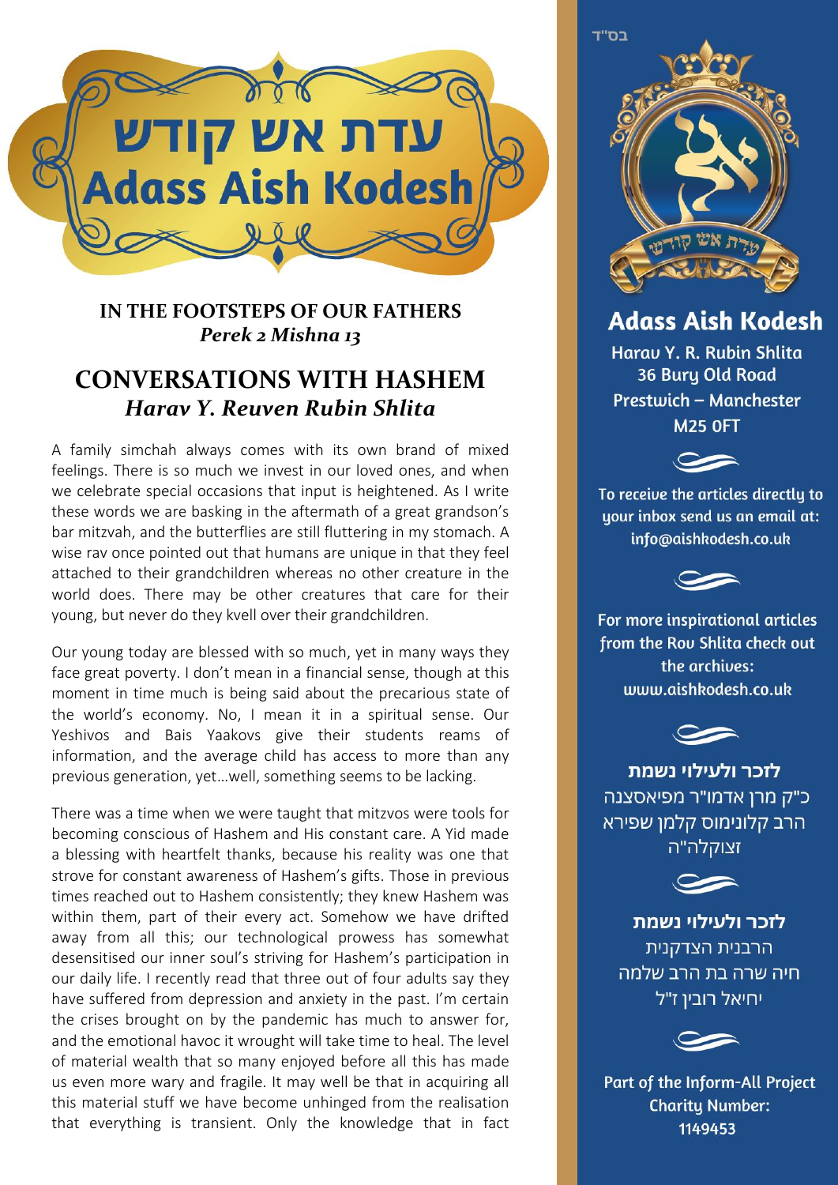# עדת אש קודש
# Adass Aish Kodesh

**IN THE FOOTSTEPS OF OUR FATHERS**
***Perek 2 Mishna 13***

## CONVERSATIONS WITH HASHEM
### *Harav Y. Reuven Rubin Shlita*

A family simchah always comes with its own brand of mixed feelings. There is so much we invest in our loved ones, and when we celebrate special occasions that input is heightened. As I write these words we are basking in the aftermath of a great grandson's bar mitzvah, and the butterflies are still fluttering in my stomach. A wise rav once pointed out that humans are unique in that they feel attached to their grandchildren whereas no other creature in the world does. There may be other creatures that care for their young, but never do they kvell over their grandchildren.

Our young today are blessed with so much, yet in many ways they face great poverty. I don't mean in a financial sense, though at this moment in time much is being said about the precarious state of the world's economy. No, I mean it in a spiritual sense. Our Yeshivos and Bais Yaakovs give their students reams of information, and the average child has access to more than any previous generation, yet…well, something seems to be lacking.

There was a time when we were taught that mitzvos were tools for becoming conscious of Hashem and His constant care. A Yid made a blessing with heartfelt thanks, because his reality was one that strove for constant awareness of Hashem's gifts. Those in previous times reached out to Hashem consistently; they knew Hashem was within them, part of their every act. Somehow we have drifted away from all this; our technological prowess has somewhat desensitised our inner soul's striving for Hashem's participation in our daily life. I recently read that three out of four adults say they have suffered from depression and anxiety in the past. I'm certain the crises brought on by the pandemic has much to answer for, and the emotional havoc it wrought will take time to heal. The level of material wealth that so many enjoyed before all this has made us even more wary and fragile. It may well be that in acquiring all this material stuff we have become unhinged from the realisation that everything is transient. Only the knowledge that in fact

בס"ד

**Adass Aish Kodesh**

Harav Y. R. Rubin Shlita
36 Bury Old Road
Prestwich – Manchester
M25 0FT

To receive the articles directly to your inbox send us an email at: info@aishkodesh.co.uk

For more inspirational articles from the Rov Shlita check out the archives: www.aishkodesh.co.uk

**לזכר ולעילוי נשמת**
כ"ק מרן אדמו"ר מפיאסצנה
הרב קלונימוס קלמן שפירא
זצוקלה"ה

**לזכר ולעילוי נשמת**
הרבנית הצדקנית
חיה שרה בת הרב שלמה
יחיאל רובין ז"ל

Part of the Inform-All Project
Charity Number:
1149453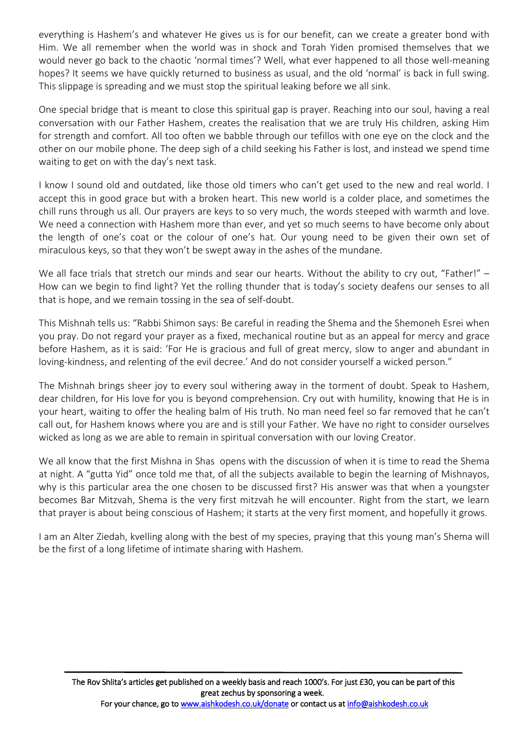everything is Hashem's and whatever He gives us is for our benefit, can we create a greater bond with Him. We all remember when the world was in shock and Torah Yiden promised themselves that we would never go back to the chaotic 'normal times'? Well, what ever happened to all those well-meaning hopes? It seems we have quickly returned to business as usual, and the old 'normal' is back in full swing. This slippage is spreading and we must stop the spiritual leaking before we all sink.

One special bridge that is meant to close this spiritual gap is prayer. Reaching into our soul, having a real conversation with our Father Hashem, creates the realisation that we are truly His children, asking Him for strength and comfort. All too often we babble through our tefillos with one eye on the clock and the other on our mobile phone. The deep sigh of a child seeking his Father is lost, and instead we spend time waiting to get on with the day's next task.

I know I sound old and outdated, like those old timers who can't get used to the new and real world. I accept this in good grace but with a broken heart. This new world is a colder place, and sometimes the chill runs through us all. Our prayers are keys to so very much, the words steeped with warmth and love. We need a connection with Hashem more than ever, and yet so much seems to have become only about the length of one's coat or the colour of one's hat. Our young need to be given their own set of miraculous keys, so that they won't be swept away in the ashes of the mundane.

We all face trials that stretch our minds and sear our hearts. Without the ability to cry out, "Father!" – How can we begin to find light? Yet the rolling thunder that is today's society deafens our senses to all that is hope, and we remain tossing in the sea of self-doubt.

This Mishnah tells us: "Rabbi Shimon says: Be careful in reading the Shema and the Shemoneh Esrei when you pray. Do not regard your prayer as a fixed, mechanical routine but as an appeal for mercy and grace before Hashem, as it is said: 'For He is gracious and full of great mercy, slow to anger and abundant in loving-kindness, and relenting of the evil decree.' And do not consider yourself a wicked person."

The Mishnah brings sheer joy to every soul withering away in the torment of doubt. Speak to Hashem, dear children, for His love for you is beyond comprehension. Cry out with humility, knowing that He is in your heart, waiting to offer the healing balm of His truth. No man need feel so far removed that he can't call out, for Hashem knows where you are and is still your Father. We have no right to consider ourselves wicked as long as we are able to remain in spiritual conversation with our loving Creator.

We all know that the first Mishna in Shas opens with the discussion of when it is time to read the Shema at night. A "gutta Yid" once told me that, of all the subjects available to begin the learning of Mishnayos, why is this particular area the one chosen to be discussed first? His answer was that when a youngster becomes Bar Mitzvah, Shema is the very first mitzvah he will encounter. Right from the start, we learn that prayer is about being conscious of Hashem; it starts at the very first moment, and hopefully it grows.

I am an Alter Ziedah, kvelling along with the best of my species, praying that this young man's Shema will be the first of a long lifetime of intimate sharing with Hashem.

---

The Rov Shlita's articles get published on a weekly basis and reach 1000's. For just £30, you can be part of this great zechus by sponsoring a week.
For your chance, go to www.aishkodesh.co.uk/donate or contact us at info@aishkodesh.co.uk